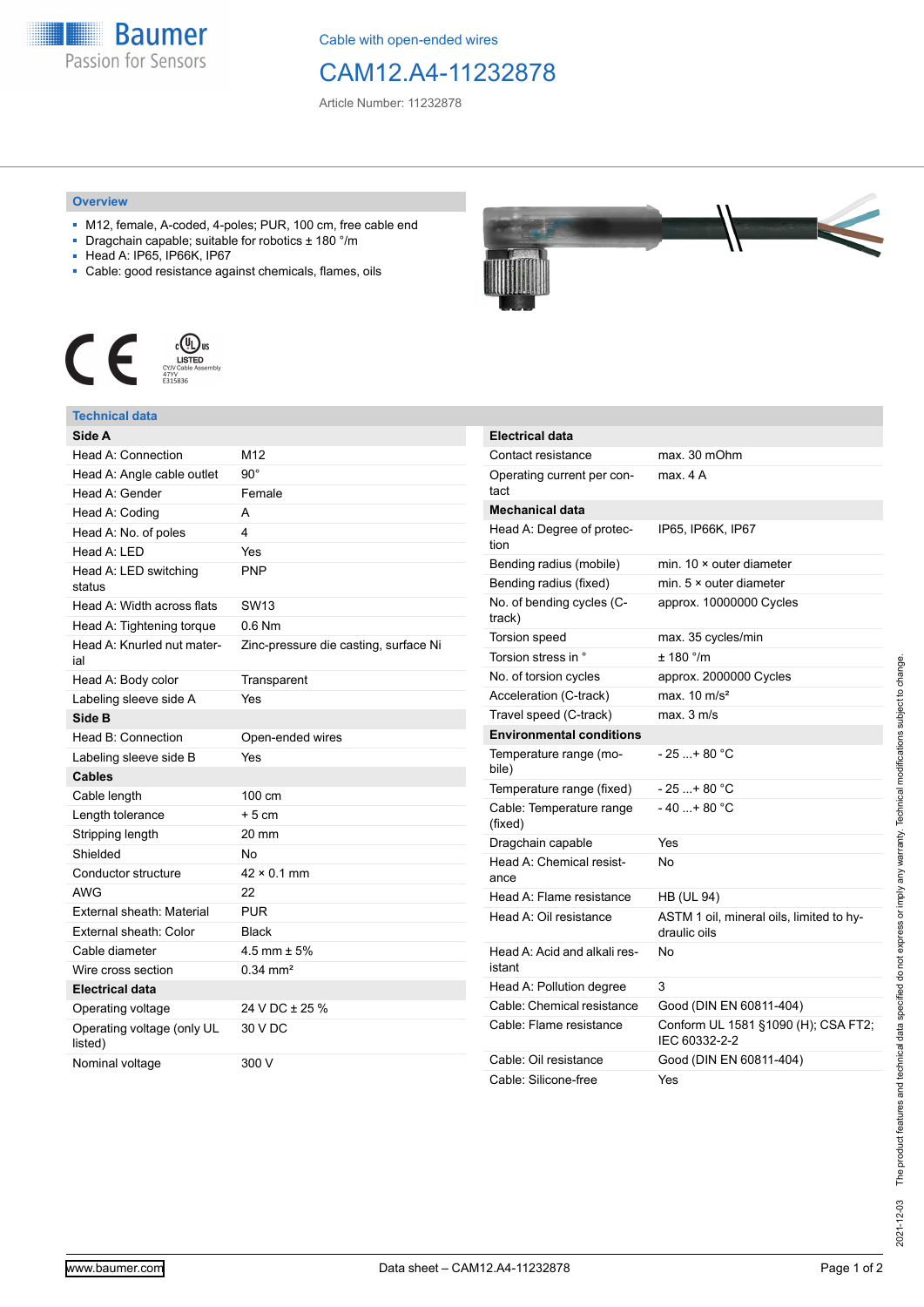Cable with open-ended wires

# CAM12.A4-11232878

Article Number: 11232878

## Overview

- M12, female, A-coded, 4-poles; PUR, 100 cm, free cable end
- Dragchain capable; suitable for robotics ± 180 °/m
- Head A: IP65, IP66K, IP67
- Cable: good resistance against chemicals, flames, oils

## Technical data

| **Side A** | |
|---|---|
| Head A: Connection | M12 |
| Head A: Angle cable outlet | 90° |
| Head A: Gender | Female |
| Head A: Coding | A |
| Head A: No. of poles | 4 |
| Head A: LED | Yes |
| Head A: LED switching status | PNP |
| Head A: Width across flats | SW13 |
| Head A: Tightening torque | 0.6 Nm |
| Head A: Knurled nut material | Zinc-pressure die casting, surface Ni |
| Head A: Body color | Transparent |
| Labeling sleeve side A | Yes |
| **Side B** | |
| Head B: Connection | Open-ended wires |
| Labeling sleeve side B | Yes |
| **Cables** | |
| Cable length | 100 cm |
| Length tolerance | + 5 cm |
| Stripping length | 20 mm |
| Shielded | No |
| Conductor structure | 42 × 0.1 mm |
| AWG | 22 |
| External sheath: Material | PUR |
| External sheath: Color | Black |
| Cable diameter | 4.5 mm ± 5% |
| Wire cross section | 0.34 mm² |
| **Electrical data** | |
| Operating voltage | 24 V DC ± 25 % |
| Operating voltage (only UL listed) | 30 V DC |
| Nominal voltage | 300 V |

| **Electrical data** | |
|---|---|
| Contact resistance | max. 30 mOhm |
| Operating current per contact | max. 4 A |
| **Mechanical data** | |
| Head A: Degree of protection | IP65, IP66K, IP67 |
| Bending radius (mobile) | min. 10 × outer diameter |
| Bending radius (fixed) | min. 5 × outer diameter |
| No. of bending cycles (C-track) | approx. 10000000 Cycles |
| Torsion speed | max. 35 cycles/min |
| Torsion stress in ° | ± 180 °/m |
| No. of torsion cycles | approx. 2000000 Cycles |
| Acceleration (C-track) | max. 10 m/s² |
| Travel speed (C-track) | max. 3 m/s |
| **Environmental conditions** | |
| Temperature range (mobile) | - 25 ...+ 80 °C |
| Temperature range (fixed) | - 25 ...+ 80 °C |
| Cable: Temperature range (fixed) | - 40 ...+ 80 °C |
| Dragchain capable | Yes |
| Head A: Chemical resistance | No |
| Head A: Flame resistance | HB (UL 94) |
| Head A: Oil resistance | ASTM 1 oil, mineral oils, limited to hydraulic oils |
| Head A: Acid and alkali resistant | No |
| Head A: Pollution degree | 3 |
| Cable: Chemical resistance | Good (DIN EN 60811-404) |
| Cable: Flame resistance | Conform UL 1581 §1090 (H); CSA FT2; IEC 60332-2-2 |
| Cable: Oil resistance | Good (DIN EN 60811-404) |
| Cable: Silicone-free | Yes |

2021-12-03 The product features and technical data specified do not express or imply any warranty. Technical modifications subject to change.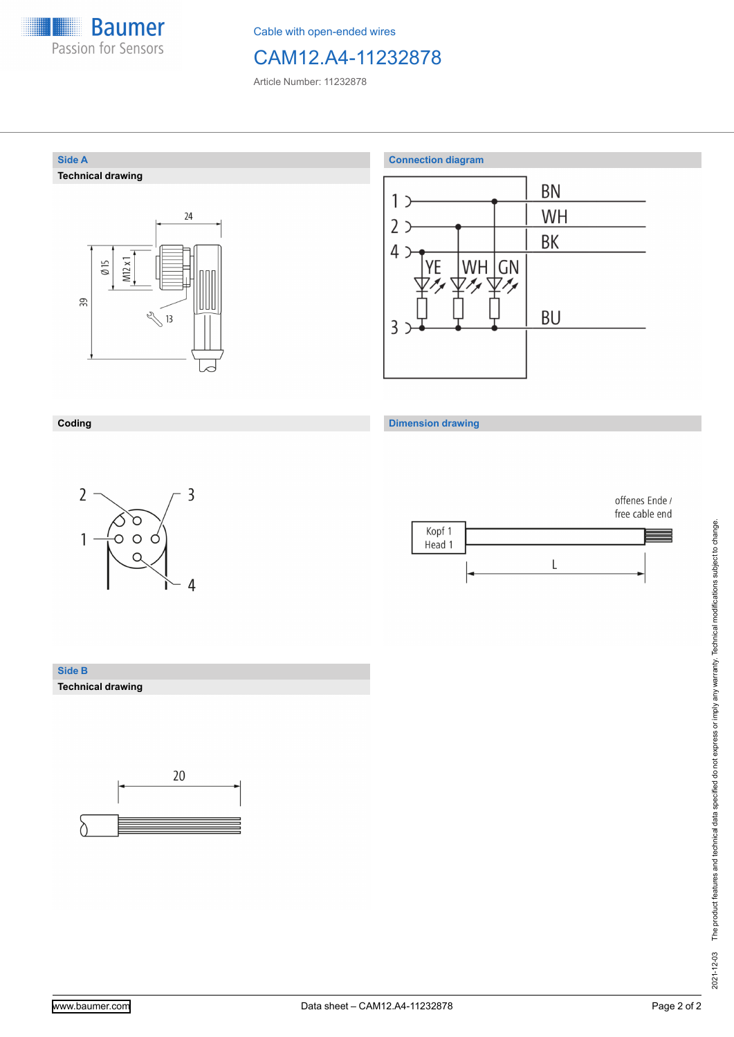Cable with open-ended wires

# CAM12.A4-11232878

Article Number: 11232878

## Side A

### Technical drawing

24

Ø15

M12 x 1

39

13

## Connection diagram

1
2
4
3

BN
WH
BK
BU

YE
WH
GN

### Coding

2
3
1
4

## Dimension drawing

Kopf 1
Head 1

offenes Ende /
free cable end

L

## Side B

### Technical drawing

20

The product features and technical data specified do not express or imply any warranty. Technical modifications subject to change.

2021-12-03

www.baumer.com

Data sheet – CAM12.A4-11232878